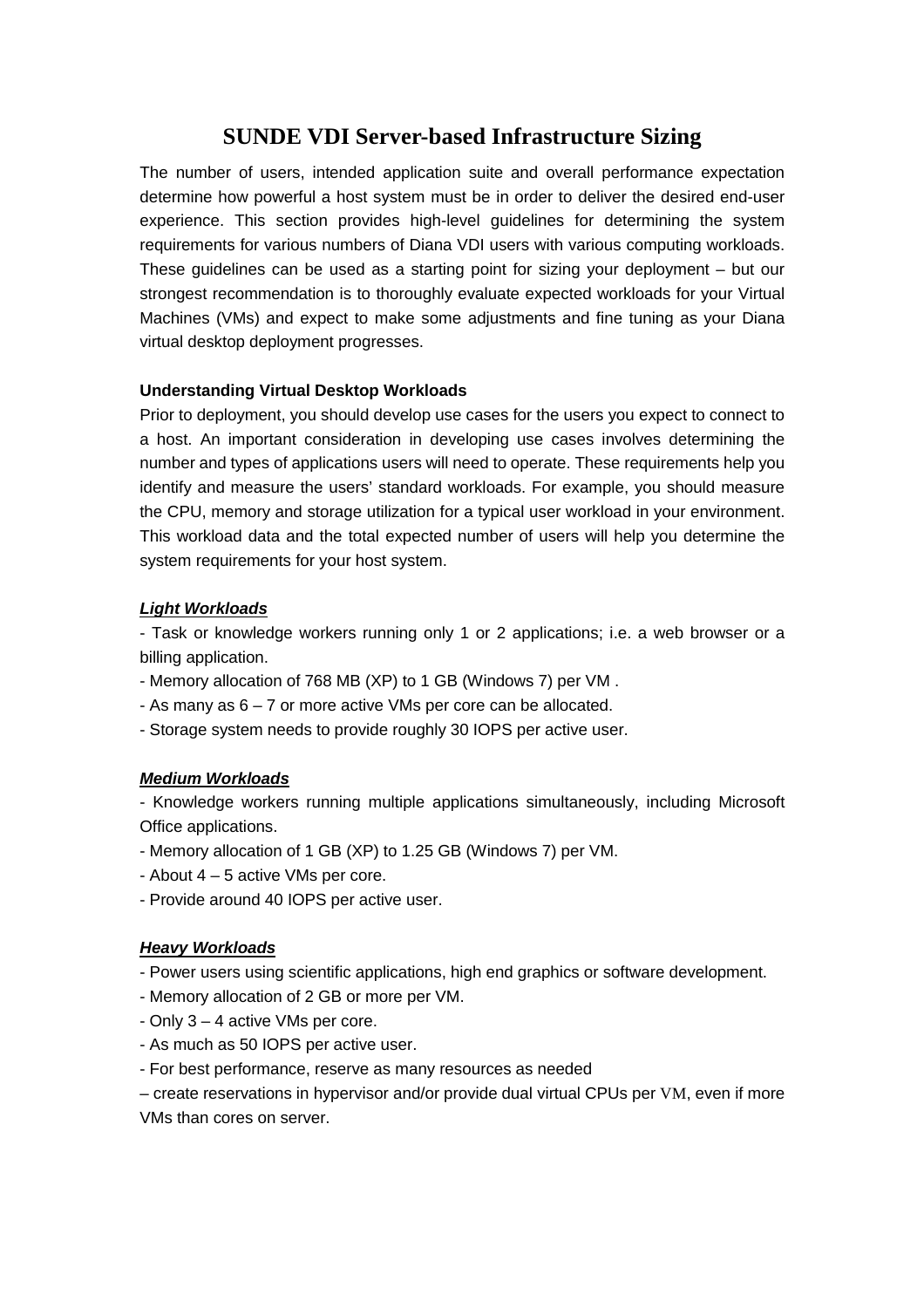# SUNDE VDI Server-based Infrastructure Sizing

The number of users, intended application suite and overall performance expectation determine how powerful a host system must be in order to deliver the desired end-user experience. This section provides high-level guidelines for determining the system requirements for various numbers of Diana VDI users with various computing workloads. These guidelines can be used as a starting point for sizing your deployment – but our strongest recommendation is to thoroughly evaluate expected workloads for your Virtual Machines (VMs) and expect to make some adjustments and fine tuning as your Diana virtual desktop deployment progresses.

**Understanding Virtual Desktop Workloads**

Prior to deployment, you should develop use cases for the users you expect to connect to a host. An important consideration in developing use cases involves determining the number and types of applications users will need to operate. These requirements help you identify and measure the users' standard workloads. For example, you should measure the CPU, memory and storage utilization for a typical user workload in your environment. This workload data and the total expected number of users will help you determine the system requirements for your host system.

***Light Workloads***

- Task or knowledge workers running only 1 or 2 applications; i.e. a web browser or a billing application.
- Memory allocation of 768 MB (XP) to 1 GB (Windows 7) per VM .
- As many as 6 – 7 or more active VMs per core can be allocated.
- Storage system needs to provide roughly 30 IOPS per active user.

***Medium Workloads***

- Knowledge workers running multiple applications simultaneously, including Microsoft Office applications.
- Memory allocation of 1 GB (XP) to 1.25 GB (Windows 7) per VM.
- About 4 – 5 active VMs per core.
- Provide around 40 IOPS per active user.

***Heavy Workloads***

- Power users using scientific applications, high end graphics or software development.
- Memory allocation of 2 GB or more per VM.
- Only 3 – 4 active VMs per core.
- As much as 50 IOPS per active user.
- For best performance, reserve as many resources as needed

– create reservations in hypervisor and/or provide dual virtual CPUs per VM, even if more VMs than cores on server.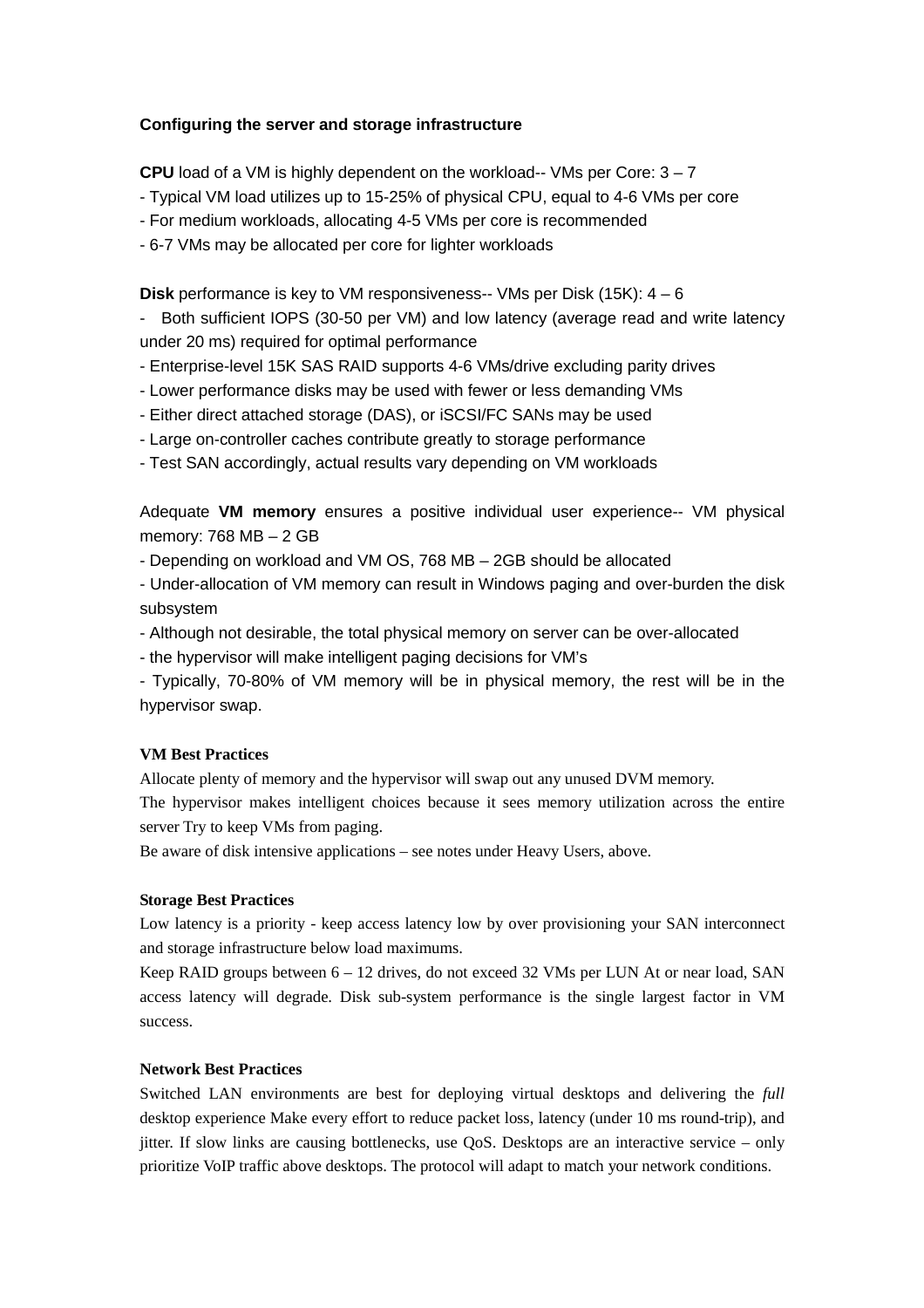**Configuring the server and storage infrastructure**

**CPU** load of a VM is highly dependent on the workload-- VMs per Core: 3 – 7

- Typical VM load utilizes up to 15-25% of physical CPU, equal to 4-6 VMs per core
- For medium workloads, allocating 4-5 VMs per core is recommended
- 6-7 VMs may be allocated per core for lighter workloads

**Disk** performance is key to VM responsiveness-- VMs per Disk (15K): 4 – 6

- Both sufficient IOPS (30-50 per VM) and low latency (average read and write latency under 20 ms) required for optimal performance
- Enterprise-level 15K SAS RAID supports 4-6 VMs/drive excluding parity drives
- Lower performance disks may be used with fewer or less demanding VMs
- Either direct attached storage (DAS), or iSCSI/FC SANs may be used
- Large on-controller caches contribute greatly to storage performance
- Test SAN accordingly, actual results vary depending on VM workloads

Adequate **VM memory** ensures a positive individual user experience-- VM physical memory: 768 MB – 2 GB

- Depending on workload and VM OS, 768 MB – 2GB should be allocated
- Under-allocation of VM memory can result in Windows paging and over-burden the disk subsystem
- Although not desirable, the total physical memory on server can be over-allocated
- the hypervisor will make intelligent paging decisions for VM's
- Typically, 70-80% of VM memory will be in physical memory, the rest will be in the hypervisor swap.

**VM Best Practices**

Allocate plenty of memory and the hypervisor will swap out any unused DVM memory.

The hypervisor makes intelligent choices because it sees memory utilization across the entire server Try to keep VMs from paging.

Be aware of disk intensive applications – see notes under Heavy Users, above.

**Storage Best Practices**

Low latency is a priority - keep access latency low by over provisioning your SAN interconnect and storage infrastructure below load maximums.

Keep RAID groups between 6 – 12 drives, do not exceed 32 VMs per LUN At or near load, SAN access latency will degrade. Disk sub-system performance is the single largest factor in VM success.

**Network Best Practices**

Switched LAN environments are best for deploying virtual desktops and delivering the *full* desktop experience Make every effort to reduce packet loss, latency (under 10 ms round-trip), and jitter. If slow links are causing bottlenecks, use QoS. Desktops are an interactive service – only prioritize VoIP traffic above desktops. The protocol will adapt to match your network conditions.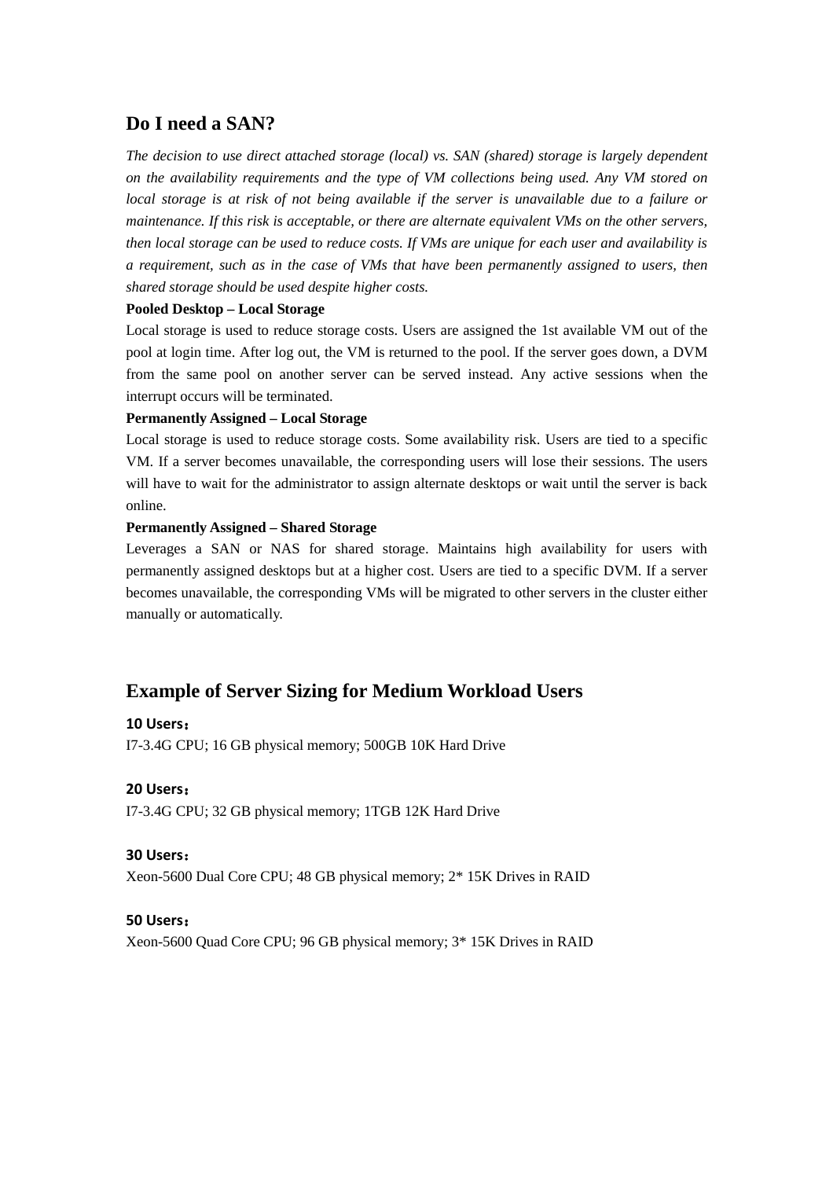## Do I need a SAN?

*The decision to use direct attached storage (local) vs. SAN (shared) storage is largely dependent on the availability requirements and the type of VM collections being used. Any VM stored on local storage is at risk of not being available if the server is unavailable due to a failure or maintenance. If this risk is acceptable, or there are alternate equivalent VMs on the other servers, then local storage can be used to reduce costs. If VMs are unique for each user and availability is a requirement, such as in the case of VMs that have been permanently assigned to users, then shared storage should be used despite higher costs.*

**Pooled Desktop – Local Storage**

Local storage is used to reduce storage costs. Users are assigned the 1st available VM out of the pool at login time. After log out, the VM is returned to the pool. If the server goes down, a DVM from the same pool on another server can be served instead. Any active sessions when the interrupt occurs will be terminated.

**Permanently Assigned – Local Storage**

Local storage is used to reduce storage costs. Some availability risk. Users are tied to a specific VM. If a server becomes unavailable, the corresponding users will lose their sessions. The users will have to wait for the administrator to assign alternate desktops or wait until the server is back online.

**Permanently Assigned – Shared Storage**

Leverages a SAN or NAS for shared storage. Maintains high availability for users with permanently assigned desktops but at a higher cost. Users are tied to a specific DVM. If a server becomes unavailable, the corresponding VMs will be migrated to other servers in the cluster either manually or automatically.

## Example of Server Sizing for Medium Workload Users

**10 Users：**

I7-3.4G CPU; 16 GB physical memory; 500GB 10K Hard Drive

**20 Users：**

I7-3.4G CPU; 32 GB physical memory; 1TGB 12K Hard Drive

**30 Users：**

Xeon-5600 Dual Core CPU; 48 GB physical memory; 2* 15K Drives in RAID

**50 Users：**

Xeon-5600 Quad Core CPU; 96 GB physical memory; 3* 15K Drives in RAID